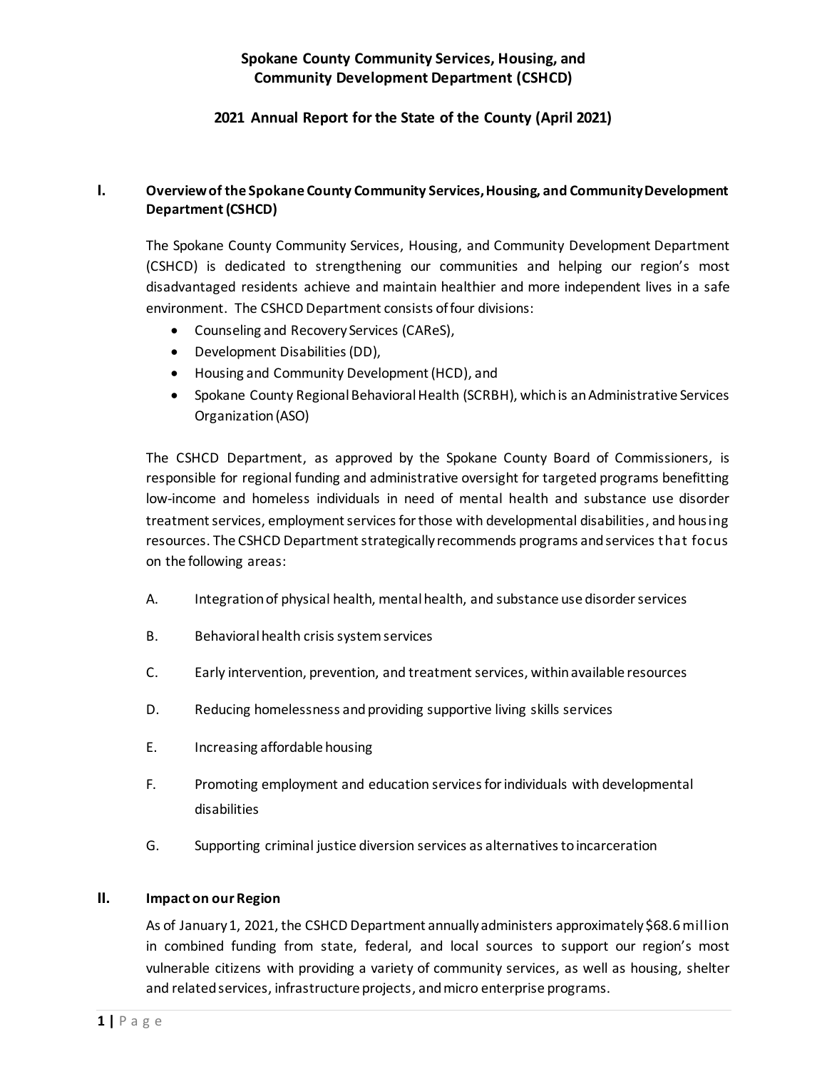# Spokane County Community Services, Housing, and Community Development Department (CSHCD)

## 2021 Annual Report for the State of the County (April 2021)

## I. Overview of the Spokane County Community Services, Housing, and Community Development Department (CSHCD)

The Spokane County Community Services, Housing, and Community Development Department (CSHCD) is dedicated to strengthening our communities and helping our region's most disadvantaged residents achieve and maintain healthier and more independent lives in a safe environment. The CSHCD Department consists of four divisions:

- Counseling and Recovery Services (CAReS),
- Development Disabilities (DD),
- Housing and Community Development (HCD), and
- Spokane County Regional Behavioral Health (SCRBH), which is an Administrative Services Organization (ASO)

The CSHCD Department, as approved by the Spokane County Board of Commissioners, is responsible for regional funding and administrative oversight for targeted programs benefitting low-income and homeless individuals in need of mental health and substance use disorder treatment services, employment services for those with developmental disabilities, and housing resources. The CSHCD Department strategically recommends programs and services that focus on the following areas:

A. Integration of physical health, mental health, and substance use disorder services

B. Behavioral health crisis system services

C. Early intervention, prevention, and treatment services, within available resources

D. Reducing homelessness and providing supportive living skills services

E. Increasing affordable housing

F. Promoting employment and education services for individuals with developmental disabilities

G. Supporting criminal justice diversion services as alternatives to incarceration

## II. Impact on our Region

As of January 1, 2021, the CSHCD Department annually administers approximately $68.6 million in combined funding from state, federal, and local sources to support our region's most vulnerable citizens with providing a variety of community services, as well as housing, shelter and related services, infrastructure projects, and micro enterprise programs.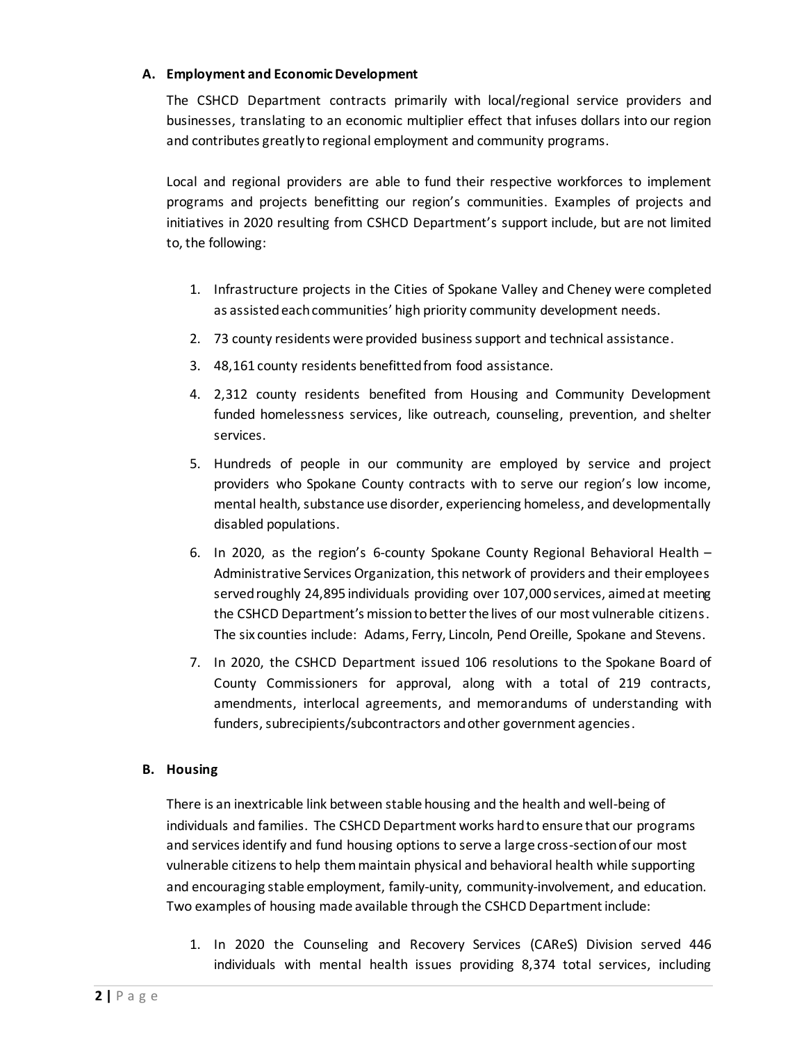### A. Employment and Economic Development

The CSHCD Department contracts primarily with local/regional service providers and businesses, translating to an economic multiplier effect that infuses dollars into our region and contributes greatly to regional employment and community programs.

Local and regional providers are able to fund their respective workforces to implement programs and projects benefitting our region's communities. Examples of projects and initiatives in 2020 resulting from CSHCD Department's support include, but are not limited to, the following:

1. Infrastructure projects in the Cities of Spokane Valley and Cheney were completed as assisted each communities' high priority community development needs.
2. 73 county residents were provided business support and technical assistance.
3. 48,161 county residents benefitted from food assistance.
4. 2,312 county residents benefited from Housing and Community Development funded homelessness services, like outreach, counseling, prevention, and shelter services.
5. Hundreds of people in our community are employed by service and project providers who Spokane County contracts with to serve our region's low income, mental health, substance use disorder, experiencing homeless, and developmentally disabled populations.
6. In 2020, as the region's 6-county Spokane County Regional Behavioral Health – Administrative Services Organization, this network of providers and their employees served roughly 24,895 individuals providing over 107,000 services, aimed at meeting the CSHCD Department's mission to better the lives of our most vulnerable citizens. The six counties include: Adams, Ferry, Lincoln, Pend Oreille, Spokane and Stevens.
7. In 2020, the CSHCD Department issued 106 resolutions to the Spokane Board of County Commissioners for approval, along with a total of 219 contracts, amendments, interlocal agreements, and memorandums of understanding with funders, subrecipients/subcontractors and other government agencies.

### B. Housing

There is an inextricable link between stable housing and the health and well-being of individuals and families. The CSHCD Department works hard to ensure that our programs and services identify and fund housing options to serve a large cross-section of our most vulnerable citizens to help them maintain physical and behavioral health while supporting and encouraging stable employment, family-unity, community-involvement, and education. Two examples of housing made available through the CSHCD Department include:

1. In 2020 the Counseling and Recovery Services (CAReS) Division served 446 individuals with mental health issues providing 8,374 total services, including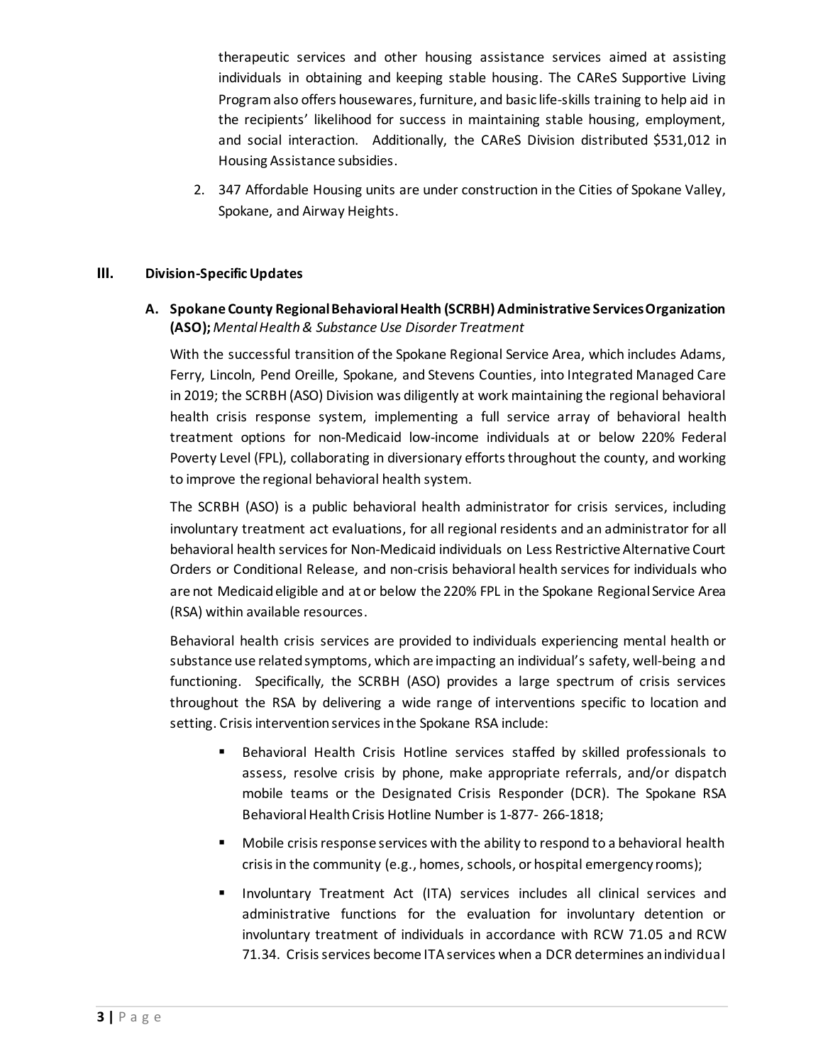therapeutic services and other housing assistance services aimed at assisting individuals in obtaining and keeping stable housing. The CAReS Supportive Living Program also offers housewares, furniture, and basic life-skills training to help aid in the recipients' likelihood for success in maintaining stable housing, employment, and social interaction. Additionally, the CAReS Division distributed $531,012 in Housing Assistance subsidies.

2. 347 Affordable Housing units are under construction in the Cities of Spokane Valley, Spokane, and Airway Heights.

## III. Division-Specific Updates

### A. Spokane County Regional Behavioral Health (SCRBH) Administrative Services Organization (ASO); *Mental Health & Substance Use Disorder Treatment*

With the successful transition of the Spokane Regional Service Area, which includes Adams, Ferry, Lincoln, Pend Oreille, Spokane, and Stevens Counties, into Integrated Managed Care in 2019; the SCRBH (ASO) Division was diligently at work maintaining the regional behavioral health crisis response system, implementing a full service array of behavioral health treatment options for non-Medicaid low-income individuals at or below 220% Federal Poverty Level (FPL), collaborating in diversionary efforts throughout the county, and working to improve the regional behavioral health system.

The SCRBH (ASO) is a public behavioral health administrator for crisis services, including involuntary treatment act evaluations, for all regional residents and an administrator for all behavioral health services for Non-Medicaid individuals on Less Restrictive Alternative Court Orders or Conditional Release, and non-crisis behavioral health services for individuals who are not Medicaid eligible and at or below the 220% FPL in the Spokane Regional Service Area (RSA) within available resources.

Behavioral health crisis services are provided to individuals experiencing mental health or substance use related symptoms, which are impacting an individual's safety, well-being and functioning. Specifically, the SCRBH (ASO) provides a large spectrum of crisis services throughout the RSA by delivering a wide range of interventions specific to location and setting. Crisis intervention services in the Spokane RSA include:

- Behavioral Health Crisis Hotline services staffed by skilled professionals to assess, resolve crisis by phone, make appropriate referrals, and/or dispatch mobile teams or the Designated Crisis Responder (DCR). The Spokane RSA Behavioral Health Crisis Hotline Number is 1-877- 266-1818;
- Mobile crisis response services with the ability to respond to a behavioral health crisis in the community (e.g., homes, schools, or hospital emergency rooms);
- Involuntary Treatment Act (ITA) services includes all clinical services and administrative functions for the evaluation for involuntary detention or involuntary treatment of individuals in accordance with RCW 71.05 and RCW 71.34. Crisis services become ITA services when a DCR determines an individual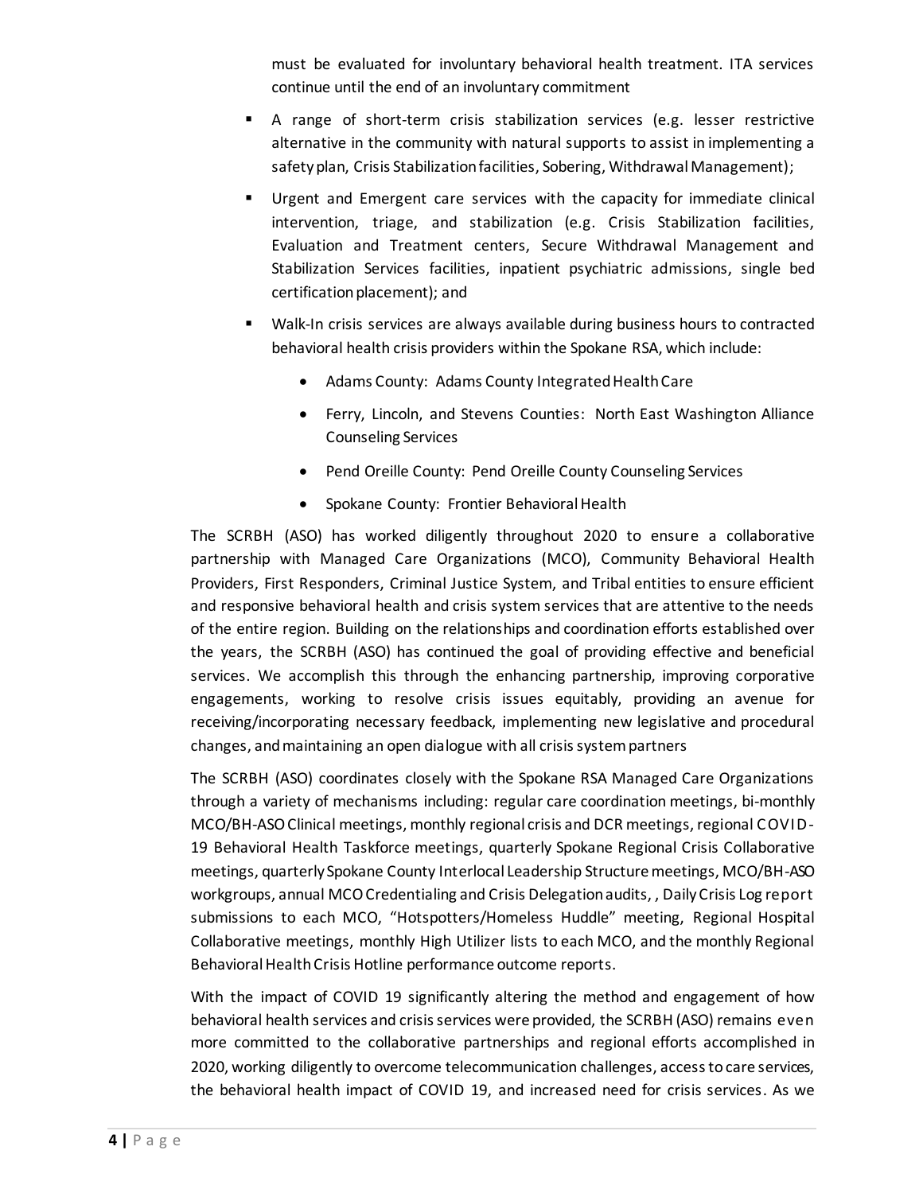must be evaluated for involuntary behavioral health treatment. ITA services continue until the end of an involuntary commitment

- A range of short-term crisis stabilization services (e.g. lesser restrictive alternative in the community with natural supports to assist in implementing a safety plan, Crisis Stabilization facilities, Sobering, Withdrawal Management);
- Urgent and Emergent care services with the capacity for immediate clinical intervention, triage, and stabilization (e.g. Crisis Stabilization facilities, Evaluation and Treatment centers, Secure Withdrawal Management and Stabilization Services facilities, inpatient psychiatric admissions, single bed certification placement); and
- Walk-In crisis services are always available during business hours to contracted behavioral health crisis providers within the Spokane RSA, which include:
  - Adams County: Adams County Integrated Health Care
  - Ferry, Lincoln, and Stevens Counties: North East Washington Alliance Counseling Services
  - Pend Oreille County: Pend Oreille County Counseling Services
  - Spokane County: Frontier Behavioral Health

The SCRBH (ASO) has worked diligently throughout 2020 to ensure a collaborative partnership with Managed Care Organizations (MCO), Community Behavioral Health Providers, First Responders, Criminal Justice System, and Tribal entities to ensure efficient and responsive behavioral health and crisis system services that are attentive to the needs of the entire region. Building on the relationships and coordination efforts established over the years, the SCRBH (ASO) has continued the goal of providing effective and beneficial services. We accomplish this through the enhancing partnership, improving corporative engagements, working to resolve crisis issues equitably, providing an avenue for receiving/incorporating necessary feedback, implementing new legislative and procedural changes, and maintaining an open dialogue with all crisis system partners

The SCRBH (ASO) coordinates closely with the Spokane RSA Managed Care Organizations through a variety of mechanisms including: regular care coordination meetings, bi-monthly MCO/BH-ASO Clinical meetings, monthly regional crisis and DCR meetings, regional COVID-19 Behavioral Health Taskforce meetings, quarterly Spokane Regional Crisis Collaborative meetings, quarterly Spokane County Interlocal Leadership Structure meetings, MCO/BH-ASO workgroups, annual MCO Credentialing and Crisis Delegation audits, , Daily Crisis Log report submissions to each MCO, "Hotspotters/Homeless Huddle" meeting, Regional Hospital Collaborative meetings, monthly High Utilizer lists to each MCO, and the monthly Regional Behavioral Health Crisis Hotline performance outcome reports.

With the impact of COVID 19 significantly altering the method and engagement of how behavioral health services and crisis services were provided, the SCRBH (ASO) remains even more committed to the collaborative partnerships and regional efforts accomplished in 2020, working diligently to overcome telecommunication challenges, access to care services, the behavioral health impact of COVID 19, and increased need for crisis services. As we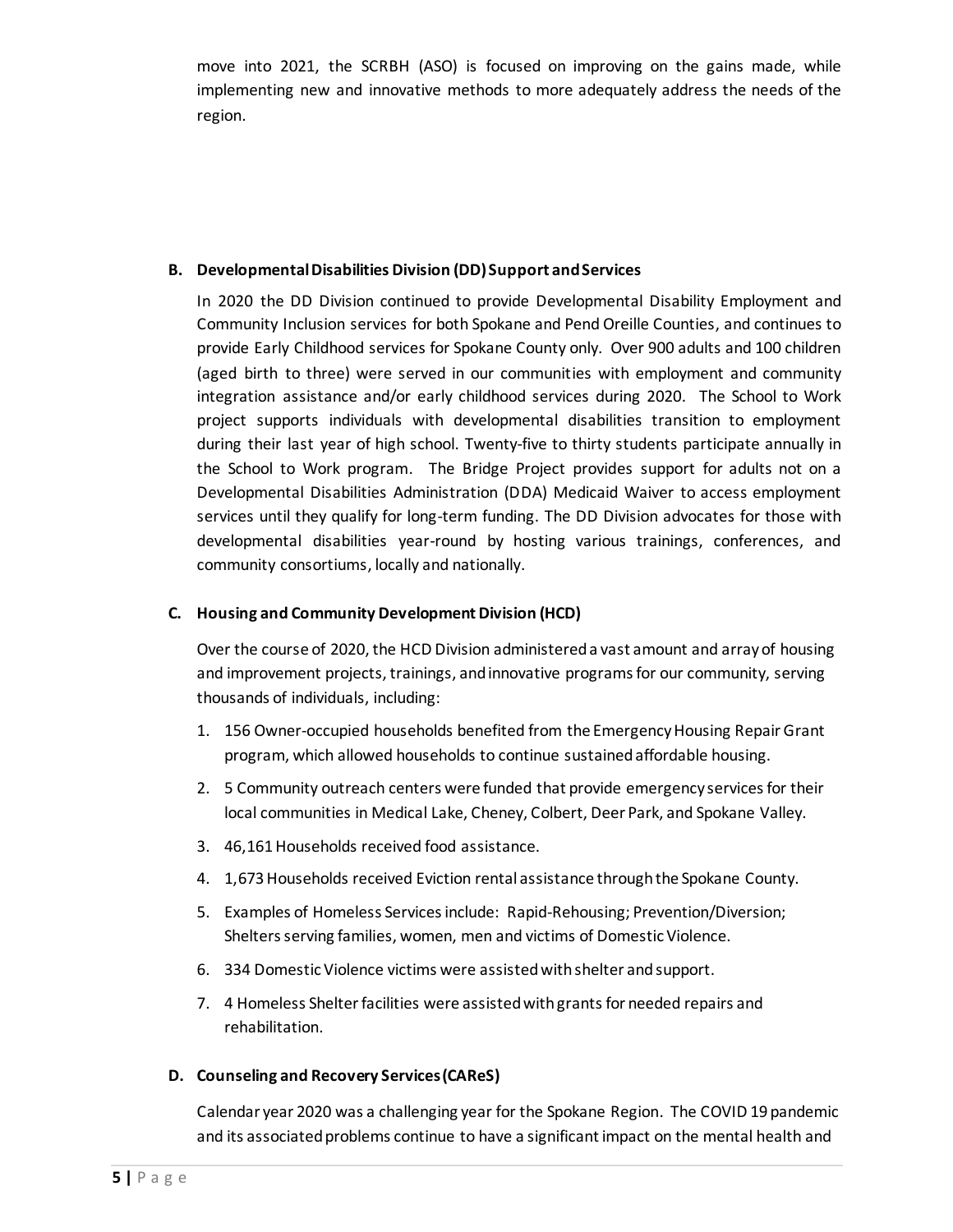move into 2021, the SCRBH (ASO) is focused on improving on the gains made, while implementing new and innovative methods to more adequately address the needs of the region.

### B. Developmental Disabilities Division (DD) Support and Services

In 2020 the DD Division continued to provide Developmental Disability Employment and Community Inclusion services for both Spokane and Pend Oreille Counties, and continues to provide Early Childhood services for Spokane County only. Over 900 adults and 100 children (aged birth to three) were served in our communities with employment and community integration assistance and/or early childhood services during 2020. The School to Work project supports individuals with developmental disabilities transition to employment during their last year of high school. Twenty-five to thirty students participate annually in the School to Work program. The Bridge Project provides support for adults not on a Developmental Disabilities Administration (DDA) Medicaid Waiver to access employment services until they qualify for long-term funding. The DD Division advocates for those with developmental disabilities year-round by hosting various trainings, conferences, and community consortiums, locally and nationally.

### C. Housing and Community Development Division (HCD)

Over the course of 2020, the HCD Division administered a vast amount and array of housing and improvement projects, trainings, and innovative programs for our community, serving thousands of individuals, including:

1. 156 Owner-occupied households benefited from the Emergency Housing Repair Grant program, which allowed households to continue sustained affordable housing.
2. 5 Community outreach centers were funded that provide emergency services for their local communities in Medical Lake, Cheney, Colbert, Deer Park, and Spokane Valley.
3. 46,161 Households received food assistance.
4. 1,673 Households received Eviction rental assistance through the Spokane County.
5. Examples of Homeless Services include: Rapid-Rehousing; Prevention/Diversion; Shelters serving families, women, men and victims of Domestic Violence.
6. 334 Domestic Violence victims were assisted with shelter and support.
7. 4 Homeless Shelter facilities were assisted with grants for needed repairs and rehabilitation.

### D. Counseling and Recovery Services (CAReS)

Calendar year 2020 was a challenging year for the Spokane Region. The COVID 19 pandemic and its associated problems continue to have a significant impact on the mental health and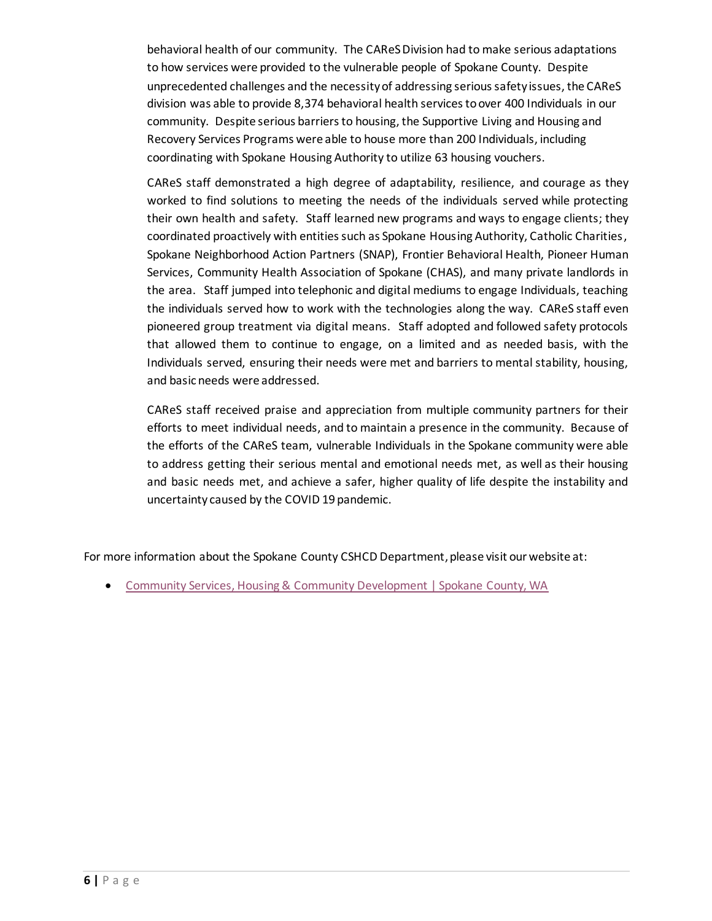behavioral health of our community. The CAReS Division had to make serious adaptations to how services were provided to the vulnerable people of Spokane County. Despite unprecedented challenges and the necessity of addressing serious safety issues, the CAReS division was able to provide 8,374 behavioral health services to over 400 Individuals in our community. Despite serious barriers to housing, the Supportive Living and Housing and Recovery Services Programs were able to house more than 200 Individuals, including coordinating with Spokane Housing Authority to utilize 63 housing vouchers.

CAReS staff demonstrated a high degree of adaptability, resilience, and courage as they worked to find solutions to meeting the needs of the individuals served while protecting their own health and safety. Staff learned new programs and ways to engage clients; they coordinated proactively with entities such as Spokane Housing Authority, Catholic Charities, Spokane Neighborhood Action Partners (SNAP), Frontier Behavioral Health, Pioneer Human Services, Community Health Association of Spokane (CHAS), and many private landlords in the area. Staff jumped into telephonic and digital mediums to engage Individuals, teaching the individuals served how to work with the technologies along the way. CAReS staff even pioneered group treatment via digital means. Staff adopted and followed safety protocols that allowed them to continue to engage, on a limited and as needed basis, with the Individuals served, ensuring their needs were met and barriers to mental stability, housing, and basic needs were addressed.

CAReS staff received praise and appreciation from multiple community partners for their efforts to meet individual needs, and to maintain a presence in the community. Because of the efforts of the CAReS team, vulnerable Individuals in the Spokane community were able to address getting their serious mental and emotional needs met, as well as their housing and basic needs met, and achieve a safer, higher quality of life despite the instability and uncertainty caused by the COVID 19 pandemic.

For more information about the Spokane County CSHCD Department, please visit our website at:

- Community Services, Housing & Community Development | Spokane County, WA